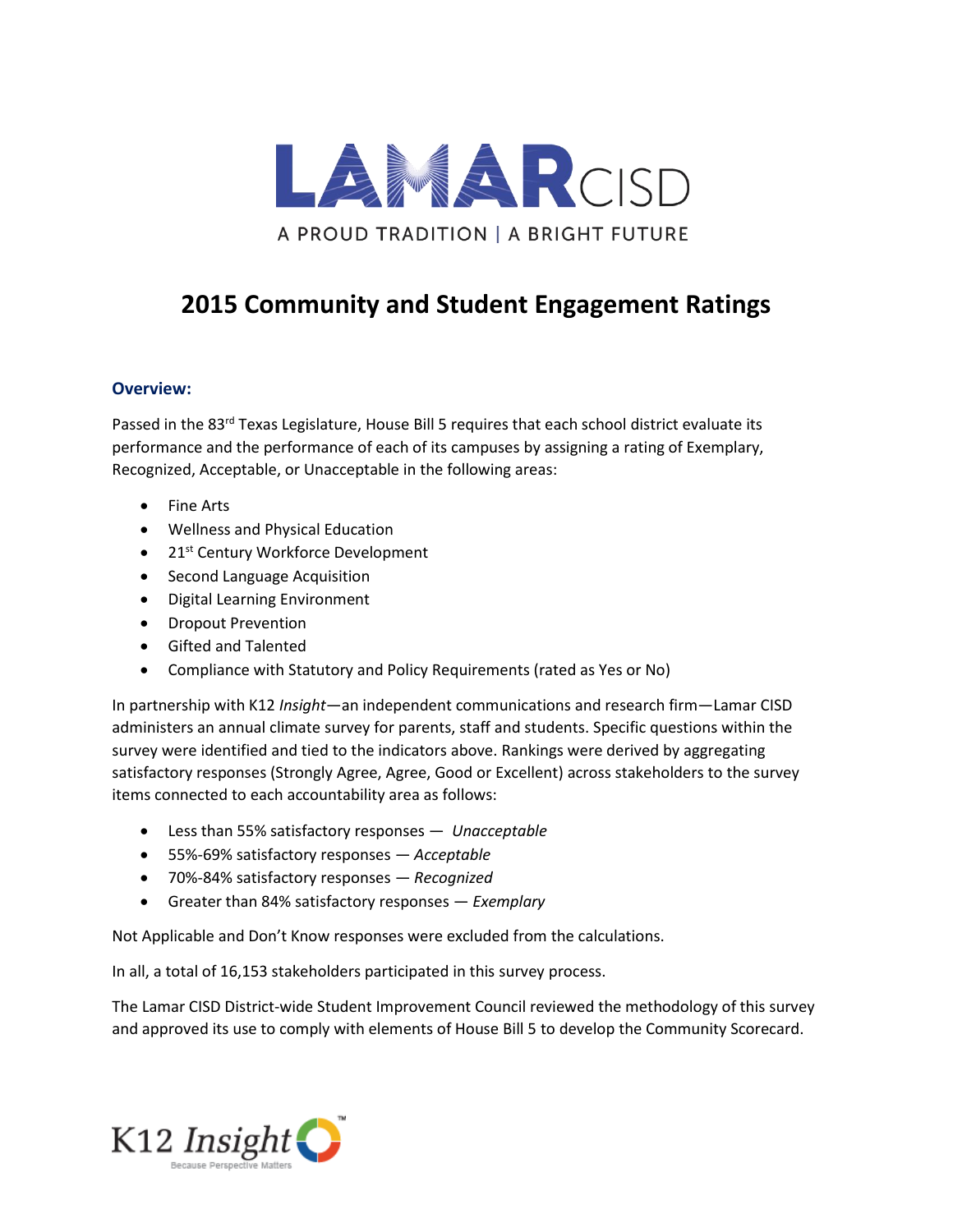# LAMAR CISD

A PROUD TRADITION | A BRIGHT FUTURE

# 2015 Community and Student Engagement Ratings

### Overview:

Passed in the 83rd Texas Legislature, House Bill 5 requires that each school district evaluate its performance and the performance of each of its campuses by assigning a rating of Exemplary, Recognized, Acceptable, or Unacceptable in the following areas:

- Fine Arts
- Wellness and Physical Education
- 21st Century Workforce Development
- Second Language Acquisition
- Digital Learning Environment
- Dropout Prevention
- Gifted and Talented
- Compliance with Statutory and Policy Requirements (rated as Yes or No)

In partnership with K12 *Insight*—an independent communications and research firm—Lamar CISD administers an annual climate survey for parents, staff and students. Specific questions within the survey were identified and tied to the indicators above. Rankings were derived by aggregating satisfactory responses (Strongly Agree, Agree, Good or Excellent) across stakeholders to the survey items connected to each accountability area as follows:

- Less than 55% satisfactory responses — *Unacceptable*
- 55%-69% satisfactory responses — *Acceptable*
- 70%-84% satisfactory responses — *Recognized*
- Greater than 84% satisfactory responses — *Exemplary*

Not Applicable and Don't Know responses were excluded from the calculations.

In all, a total of 16,153 stakeholders participated in this survey process.

The Lamar CISD District-wide Student Improvement Council reviewed the methodology of this survey and approved its use to comply with elements of House Bill 5 to develop the Community Scorecard.

K12 Insight™
Because Perspective Matters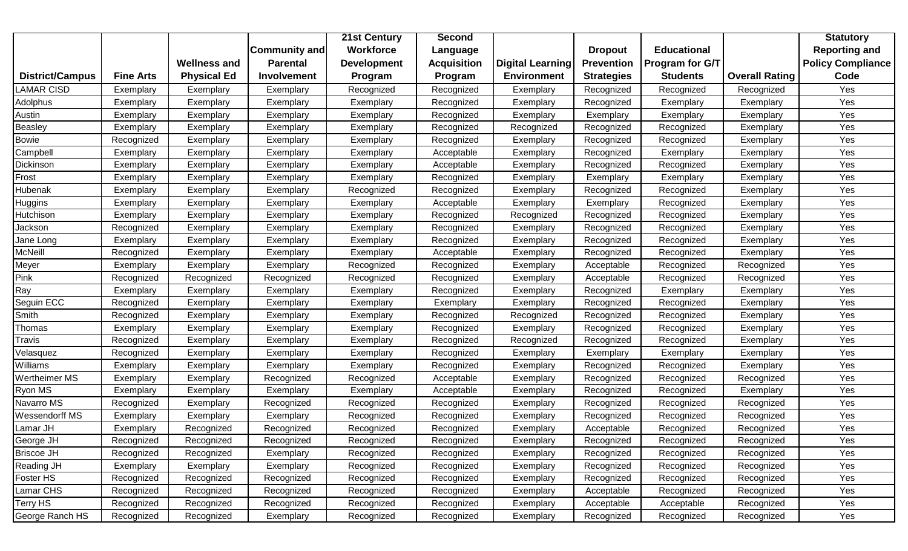| District/Campus | Fine Arts | Wellness and Physical Ed | Community and Parental Involvement | 21st Century Workforce Development Program | Second Language Acquisition Program | Digital Learning Environment | Dropout Prevention Strategies | Educational Program for G/T Students | Overall Rating | Statutory Reporting and Policy Compliance Code |
|---|---|---|---|---|---|---|---|---|---|---|
| LAMAR CISD | Exemplary | Exemplary | Exemplary | Recognized | Recognized | Exemplary | Recognized | Recognized | Recognized | Yes |
| Adolphus | Exemplary | Exemplary | Exemplary | Exemplary | Recognized | Exemplary | Recognized | Exemplary | Exemplary | Yes |
| Austin | Exemplary | Exemplary | Exemplary | Exemplary | Recognized | Exemplary | Exemplary | Exemplary | Exemplary | Yes |
| Beasley | Exemplary | Exemplary | Exemplary | Exemplary | Recognized | Recognized | Recognized | Recognized | Exemplary | Yes |
| Bowie | Recognized | Exemplary | Exemplary | Exemplary | Recognized | Exemplary | Recognized | Recognized | Exemplary | Yes |
| Campbell | Exemplary | Exemplary | Exemplary | Exemplary | Acceptable | Exemplary | Recognized | Exemplary | Exemplary | Yes |
| Dickinson | Exemplary | Exemplary | Exemplary | Exemplary | Acceptable | Exemplary | Recognized | Recognized | Exemplary | Yes |
| Frost | Exemplary | Exemplary | Exemplary | Exemplary | Recognized | Exemplary | Exemplary | Exemplary | Exemplary | Yes |
| Hubenak | Exemplary | Exemplary | Exemplary | Recognized | Recognized | Exemplary | Recognized | Recognized | Exemplary | Yes |
| Huggins | Exemplary | Exemplary | Exemplary | Exemplary | Acceptable | Exemplary | Exemplary | Recognized | Exemplary | Yes |
| Hutchison | Exemplary | Exemplary | Exemplary | Exemplary | Recognized | Recognized | Recognized | Recognized | Exemplary | Yes |
| Jackson | Recognized | Exemplary | Exemplary | Exemplary | Recognized | Exemplary | Recognized | Recognized | Exemplary | Yes |
| Jane Long | Exemplary | Exemplary | Exemplary | Exemplary | Recognized | Exemplary | Recognized | Recognized | Exemplary | Yes |
| McNeill | Recognized | Exemplary | Exemplary | Exemplary | Acceptable | Exemplary | Recognized | Recognized | Exemplary | Yes |
| Meyer | Exemplary | Exemplary | Exemplary | Recognized | Recognized | Exemplary | Acceptable | Recognized | Recognized | Yes |
| Pink | Recognized | Recognized | Recognized | Recognized | Recognized | Exemplary | Acceptable | Recognized | Recognized | Yes |
| Ray | Exemplary | Exemplary | Exemplary | Exemplary | Recognized | Exemplary | Recognized | Exemplary | Exemplary | Yes |
| Seguin ECC | Recognized | Exemplary | Exemplary | Exemplary | Exemplary | Exemplary | Recognized | Recognized | Exemplary | Yes |
| Smith | Recognized | Exemplary | Exemplary | Exemplary | Recognized | Recognized | Recognized | Recognized | Exemplary | Yes |
| Thomas | Exemplary | Exemplary | Exemplary | Exemplary | Recognized | Exemplary | Recognized | Recognized | Exemplary | Yes |
| Travis | Recognized | Exemplary | Exemplary | Exemplary | Recognized | Recognized | Recognized | Recognized | Exemplary | Yes |
| Velasquez | Recognized | Exemplary | Exemplary | Exemplary | Recognized | Exemplary | Exemplary | Exemplary | Exemplary | Yes |
| Williams | Exemplary | Exemplary | Exemplary | Exemplary | Recognized | Exemplary | Recognized | Recognized | Exemplary | Yes |
| Wertheimer MS | Exemplary | Exemplary | Recognized | Recognized | Acceptable | Exemplary | Recognized | Recognized | Recognized | Yes |
| Ryon MS | Exemplary | Exemplary | Exemplary | Exemplary | Acceptable | Exemplary | Recognized | Recognized | Exemplary | Yes |
| Navarro MS | Recognized | Exemplary | Recognized | Recognized | Recognized | Exemplary | Recognized | Recognized | Recognized | Yes |
| Wessendorff MS | Exemplary | Exemplary | Exemplary | Recognized | Recognized | Exemplary | Recognized | Recognized | Recognized | Yes |
| Lamar JH | Exemplary | Recognized | Recognized | Recognized | Recognized | Exemplary | Acceptable | Recognized | Recognized | Yes |
| George JH | Recognized | Recognized | Recognized | Recognized | Recognized | Exemplary | Recognized | Recognized | Recognized | Yes |
| Briscoe JH | Recognized | Recognized | Exemplary | Recognized | Recognized | Exemplary | Recognized | Recognized | Recognized | Yes |
| Reading JH | Exemplary | Exemplary | Exemplary | Recognized | Recognized | Exemplary | Recognized | Recognized | Recognized | Yes |
| Foster HS | Recognized | Recognized | Recognized | Recognized | Recognized | Exemplary | Recognized | Recognized | Recognized | Yes |
| Lamar CHS | Recognized | Recognized | Recognized | Recognized | Recognized | Exemplary | Acceptable | Recognized | Recognized | Yes |
| Terry HS | Recognized | Recognized | Recognized | Recognized | Recognized | Exemplary | Acceptable | Acceptable | Recognized | Yes |
| George Ranch HS | Recognized | Recognized | Exemplary | Recognized | Recognized | Exemplary | Recognized | Recognized | Recognized | Yes |